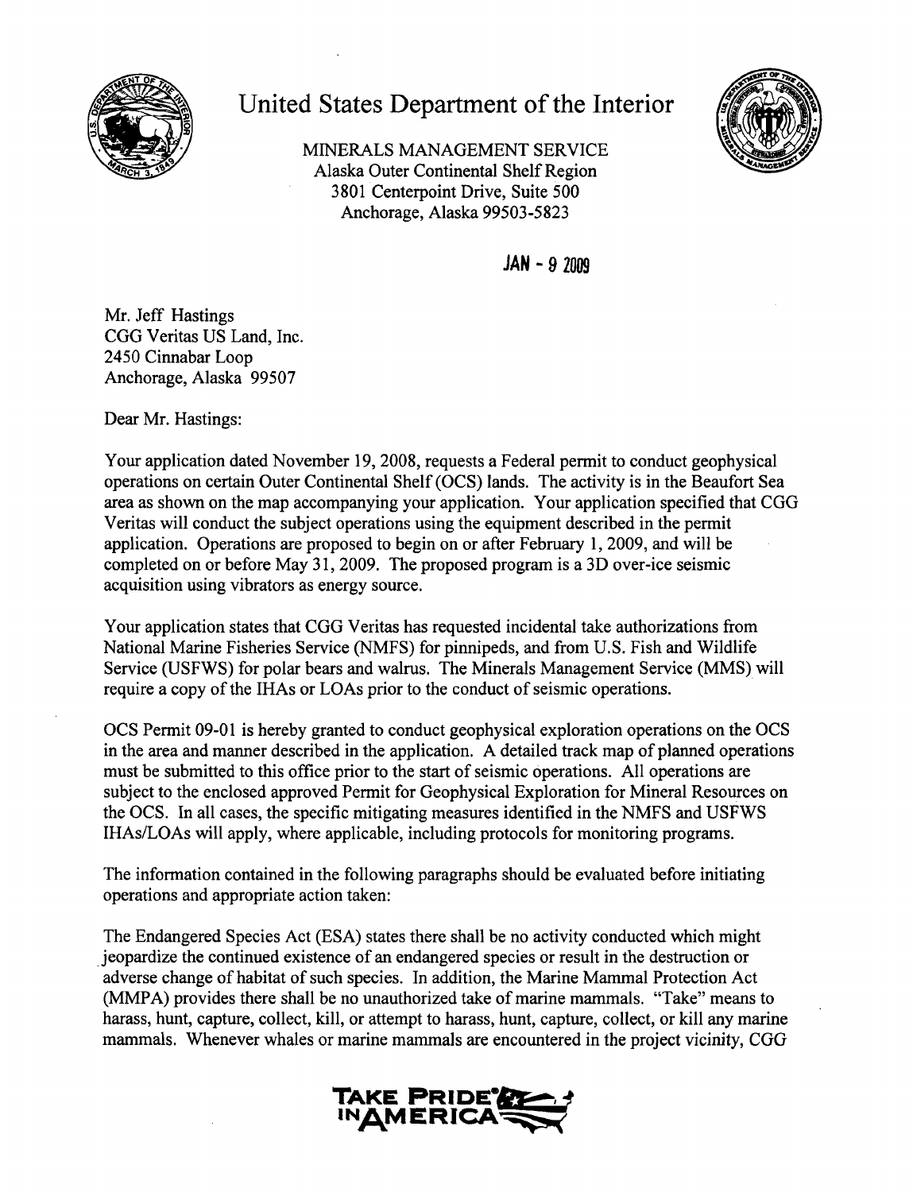# United States Department of the Interior

MINERALS MANAGEMENT SERVICE
Alaska Outer Continental Shelf Region
3801 Centerpoint Drive, Suite 500
Anchorage, Alaska 99503-5823

JAN - 9 2009

Mr. Jeff Hastings
CGG Veritas US Land, Inc.
2450 Cinnabar Loop
Anchorage, Alaska 99507

Dear Mr. Hastings:

Your application dated November 19, 2008, requests a Federal permit to conduct geophysical operations on certain Outer Continental Shelf (OCS) lands. The activity is in the Beaufort Sea area as shown on the map accompanying your application. Your application specified that CGG Veritas will conduct the subject operations using the equipment described in the permit application. Operations are proposed to begin on or after February 1, 2009, and will be completed on or before May 31, 2009. The proposed program is a 3D over-ice seismic acquisition using vibrators as energy source.

Your application states that CGG Veritas has requested incidental take authorizations from National Marine Fisheries Service (NMFS) for pinnipeds, and from U.S. Fish and Wildlife Service (USFWS) for polar bears and walrus. The Minerals Management Service (MMS) will require a copy of the IHAs or LOAs prior to the conduct of seismic operations.

OCS Permit 09-01 is hereby granted to conduct geophysical exploration operations on the OCS in the area and manner described in the application. A detailed track map of planned operations must be submitted to this office prior to the start of seismic operations. All operations are subject to the enclosed approved Permit for Geophysical Exploration for Mineral Resources on the OCS. In all cases, the specific mitigating measures identified in the NMFS and USFWS IHAs/LOAs will apply, where applicable, including protocols for monitoring programs.

The information contained in the following paragraphs should be evaluated before initiating operations and appropriate action taken:

The Endangered Species Act (ESA) states there shall be no activity conducted which might jeopardize the continued existence of an endangered species or result in the destruction or adverse change of habitat of such species. In addition, the Marine Mammal Protection Act (MMPA) provides there shall be no unauthorized take of marine mammals. "Take" means to harass, hunt, capture, collect, kill, or attempt to harass, hunt, capture, collect, or kill any marine mammals. Whenever whales or marine mammals are encountered in the project vicinity, CGG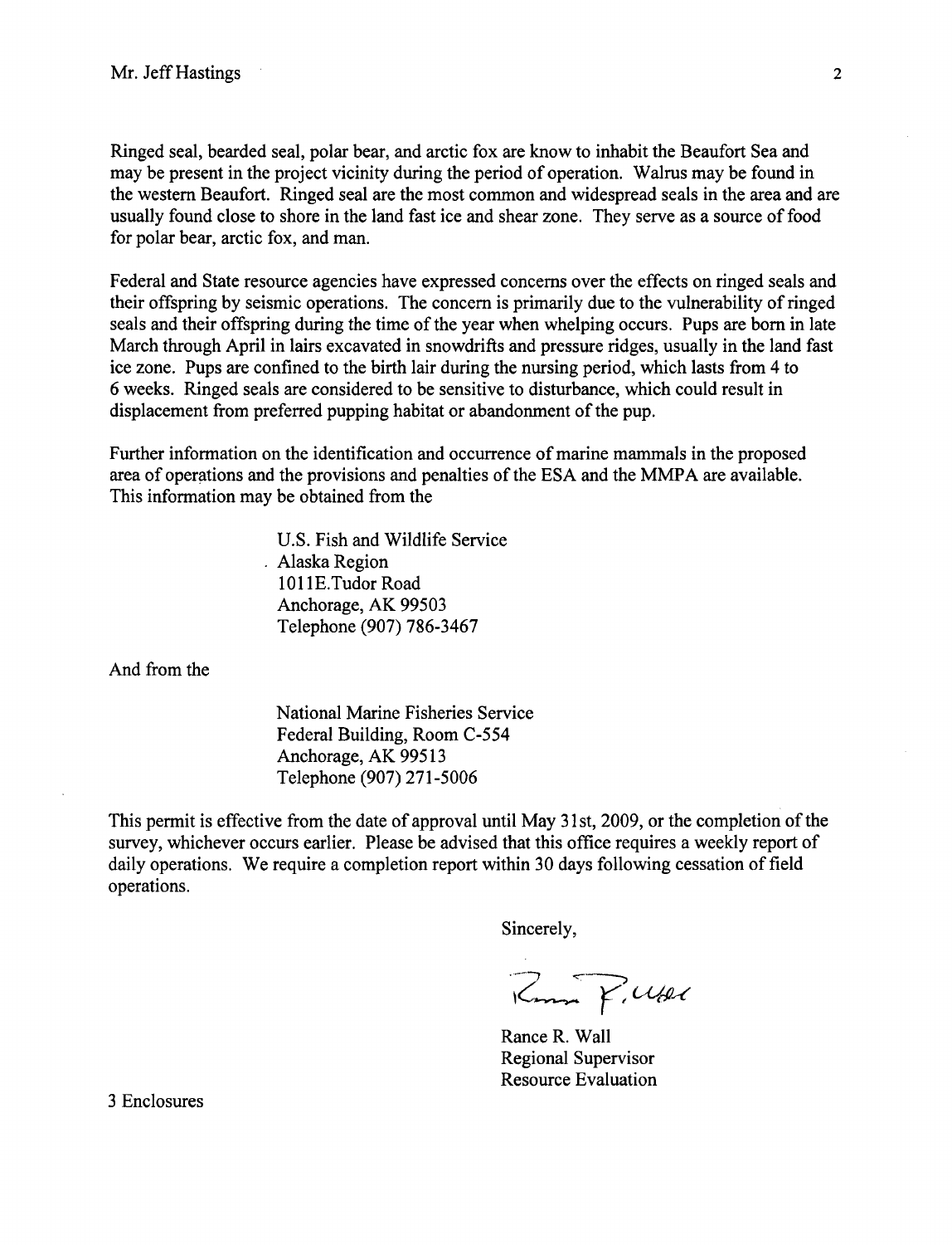Ringed seal, bearded seal, polar bear, and arctic fox are know to inhabit the Beaufort Sea and may be present in the project vicinity during the period of operation. Walrus may be found in the western Beaufort. Ringed seal are the most common and widespread seals in the area and are usually found close to shore in the land fast ice and shear zone. They serve as a source of food for polar bear, arctic fox, and man.

Federal and State resource agencies have expressed concerns over the effects on ringed seals and their offspring by seismic operations. The concern is primarily due to the vulnerability of ringed seals and their offspring during the time of the year when whelping occurs. Pups are born in late March through April in lairs excavated in snowdrifts and pressure ridges, usually in the land fast ice zone. Pups are confined to the birth lair during the nursing period, which lasts from 4 to 6 weeks. Ringed seals are considered to be sensitive to disturbance, which could result in displacement from preferred pupping habitat or abandonment of the pup.

Further information on the identification and occurrence of marine mammals in the proposed area of operations and the provisions and penalties of the ESA and the MMPA are available. This information may be obtained from the

U.S. Fish and Wildlife Service
Alaska Region
1011E.Tudor Road
Anchorage, AK 99503
Telephone (907) 786-3467

And from the

National Marine Fisheries Service
Federal Building, Room C-554
Anchorage, AK 99513
Telephone (907) 271-5006

This permit is effective from the date of approval until May 31st, 2009, or the completion of the survey, whichever occurs earlier. Please be advised that this office requires a weekly report of daily operations. We require a completion report within 30 days following cessation of field operations.

Sincerely,

Rance R. Wall
Regional Supervisor
Resource Evaluation

3 Enclosures